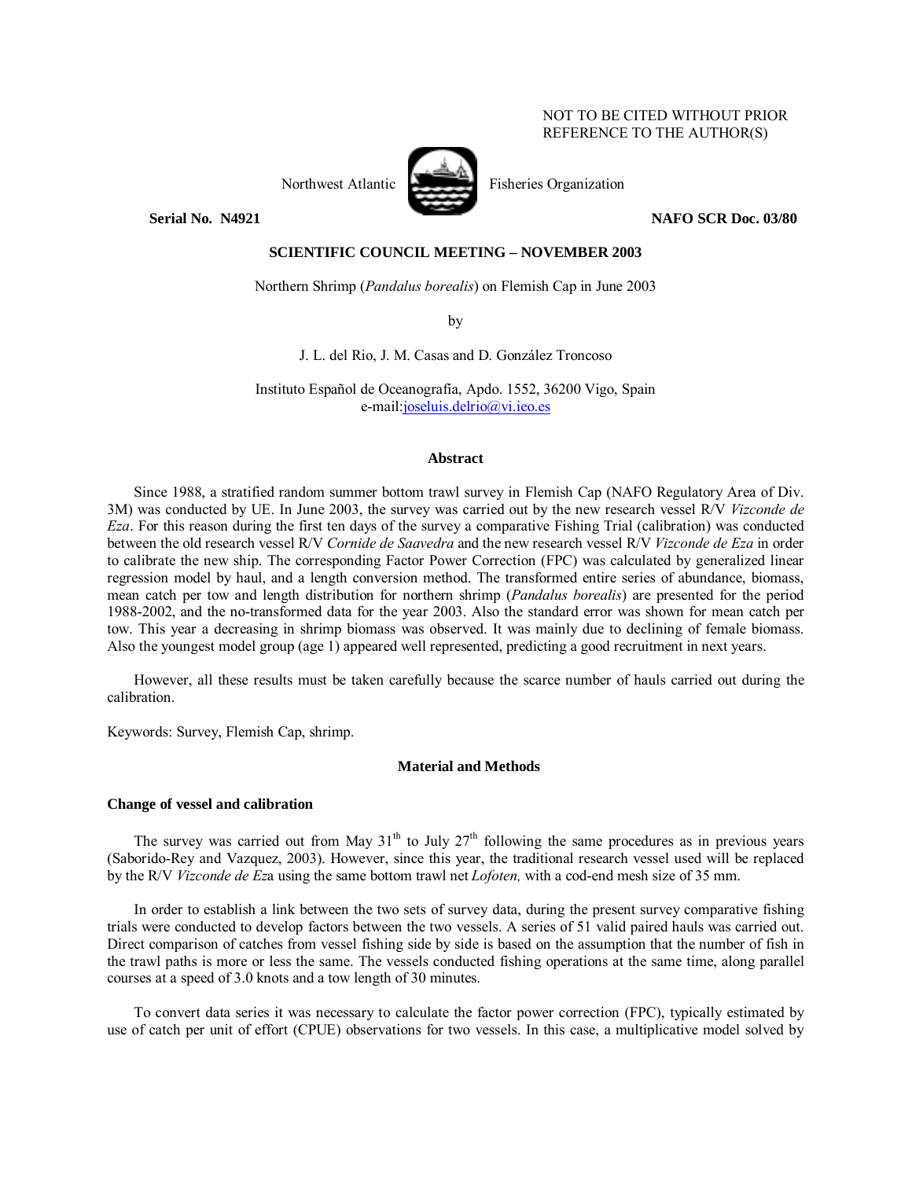NOT TO BE CITED WITHOUT PRIOR REFERENCE TO THE AUTHOR(S)

Northwest Atlantic Fisheries Organization

**Serial No. N4921** **NAFO SCR Doc. 03/80**

**SCIENTIFIC COUNCIL MEETING – NOVEMBER 2003**

Northern Shrimp (*Pandalus borealis*) on Flemish Cap in June 2003

by

J. L. del Rio, J. M. Casas and D. González Troncoso

Instituto Español de Oceanografía, Apdo. 1552, 36200 Vigo, Spain
e-mail:joseluis.delrio@vi.ieo.es

## Abstract

Since 1988, a stratified random summer bottom trawl survey in Flemish Cap (NAFO Regulatory Area of Div. 3M) was conducted by UE. In June 2003, the survey was carried out by the new research vessel R/V *Vizconde de Eza*. For this reason during the first ten days of the survey a comparative Fishing Trial (calibration) was conducted between the old research vessel R/V *Cornide de Saavedra* and the new research vessel R/V *Vizconde de Eza* in order to calibrate the new ship. The corresponding Factor Power Correction (FPC) was calculated by generalized linear regression model by haul, and a length conversion method. The transformed entire series of abundance, biomass, mean catch per tow and length distribution for northern shrimp (*Pandalus borealis*) are presented for the period 1988-2002, and the no-transformed data for the year 2003. Also the standard error was shown for mean catch per tow. This year a decreasing in shrimp biomass was observed. It was mainly due to declining of female biomass. Also the youngest model group (age 1) appeared well represented, predicting a good recruitment in next years.

However, all these results must be taken carefully because the scarce number of hauls carried out during the calibration.

Keywords: Survey, Flemish Cap, shrimp.

## Material and Methods

### Change of vessel and calibration

The survey was carried out from May 31[th] to July 27[th] following the same procedures as in previous years (Saborido-Rey and Vazquez, 2003). However, since this year, the traditional research vessel used will be replaced by the R/V *Vizconde de Ez*a using the same bottom trawl net *Lofoten,* with a cod-end mesh size of 35 mm.

In order to establish a link between the two sets of survey data, during the present survey comparative fishing trials were conducted to develop factors between the two vessels. A series of 51 valid paired hauls was carried out. Direct comparison of catches from vessel fishing side by side is based on the assumption that the number of fish in the trawl paths is more or less the same. The vessels conducted fishing operations at the same time, along parallel courses at a speed of 3.0 knots and a tow length of 30 minutes.

To convert data series it was necessary to calculate the factor power correction (FPC), typically estimated by use of catch per unit of effort (CPUE) observations for two vessels. In this case, a multiplicative model solved by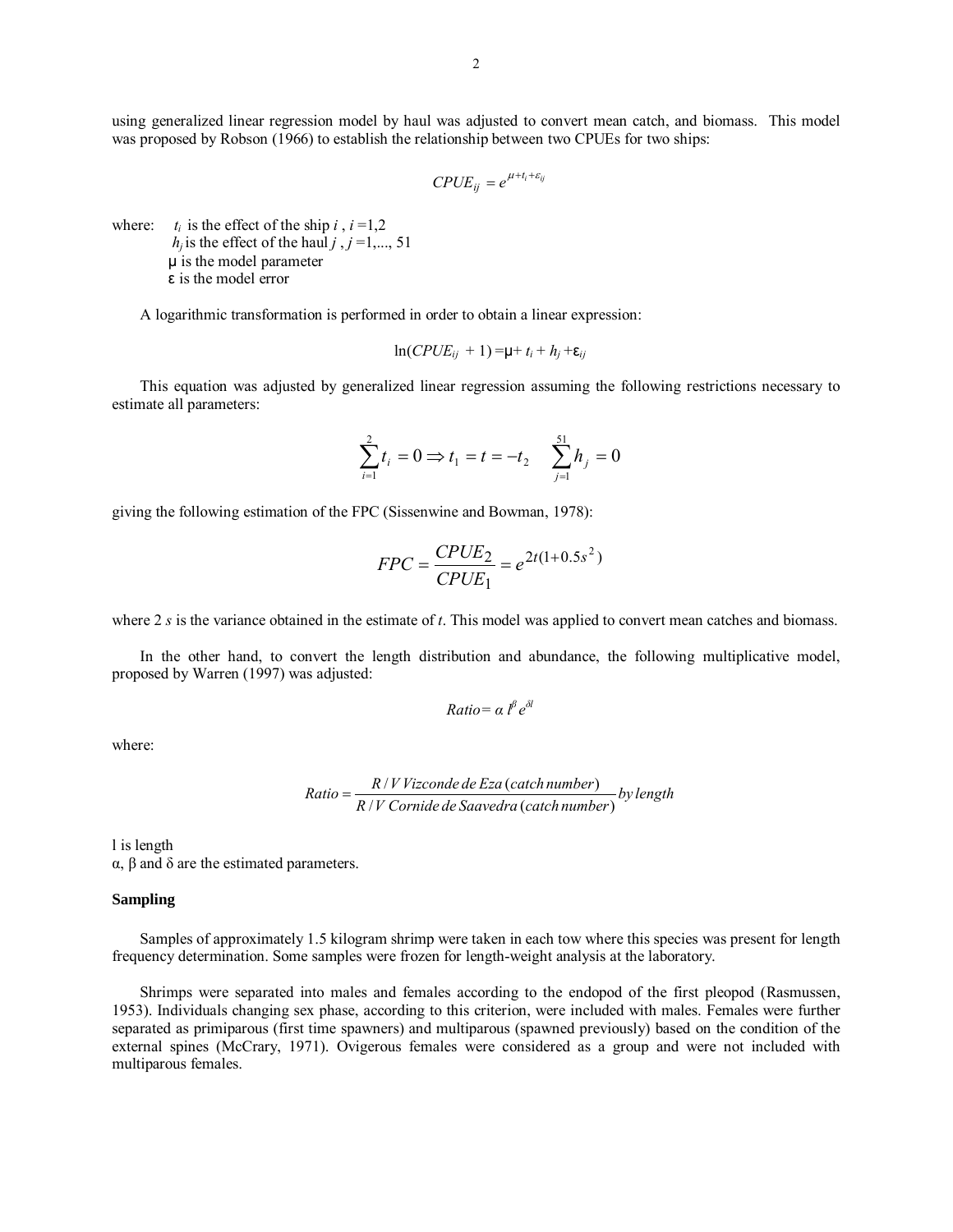using generalized linear regression model by haul was adjusted to convert mean catch, and biomass. This model was proposed by Robson (1966) to establish the relationship between two CPUEs for two ships:

$$CPUE_{ij} = e^{\mu + t_i + \varepsilon_{ij}}$$

where: $t_i$ is the effect of the ship $i$ , $i$ =1,2
$h_j$ is the effect of the haul $j$ , $j$ =1,..., 51
μ is the model parameter
ε is the model error

A logarithmic transformation is performed in order to obtain a linear expression:

$$\ln(CPUE_{ij} + 1) = \mu + t_i + h_j + \varepsilon_{ij}$$

This equation was adjusted by generalized linear regression assuming the following restrictions necessary to estimate all parameters:

$$\sum_{i=1}^{2} t_i = 0 \Rightarrow t_1 = t = -t_2 \qquad \sum_{j=1}^{51} h_j = 0$$

giving the following estimation of the FPC (Sissenwine and Bowman, 1978):

$$FPC = \frac{CPUE_2}{CPUE_1} = e^{2t(1+0.5s^2)}$$

where 2 $s$ is the variance obtained in the estimate of $t$. This model was applied to convert mean catches and biomass.

In the other hand, to convert the length distribution and abundance, the following multiplicative model, proposed by Warren (1997) was adjusted:

$$Ratio = \alpha\, l^{\beta} e^{\delta l}$$

where:

$$Ratio = \frac{R/V\ Vizconde\ de\ Eza\ (catch\ number)}{R/V\ Cornide\ de\ Saavedra\ (catch\ number)}\ by\ length$$

l is length
α, β and δ are the estimated parameters.

**Sampling**

Samples of approximately 1.5 kilogram shrimp were taken in each tow where this species was present for length frequency determination. Some samples were frozen for length-weight analysis at the laboratory.

Shrimps were separated into males and females according to the endopod of the first pleopod (Rasmussen, 1953). Individuals changing sex phase, according to this criterion, were included with males. Females were further separated as primiparous (first time spawners) and multiparous (spawned previously) based on the condition of the external spines (McCrary, 1971). Ovigerous females were considered as a group and were not included with multiparous females.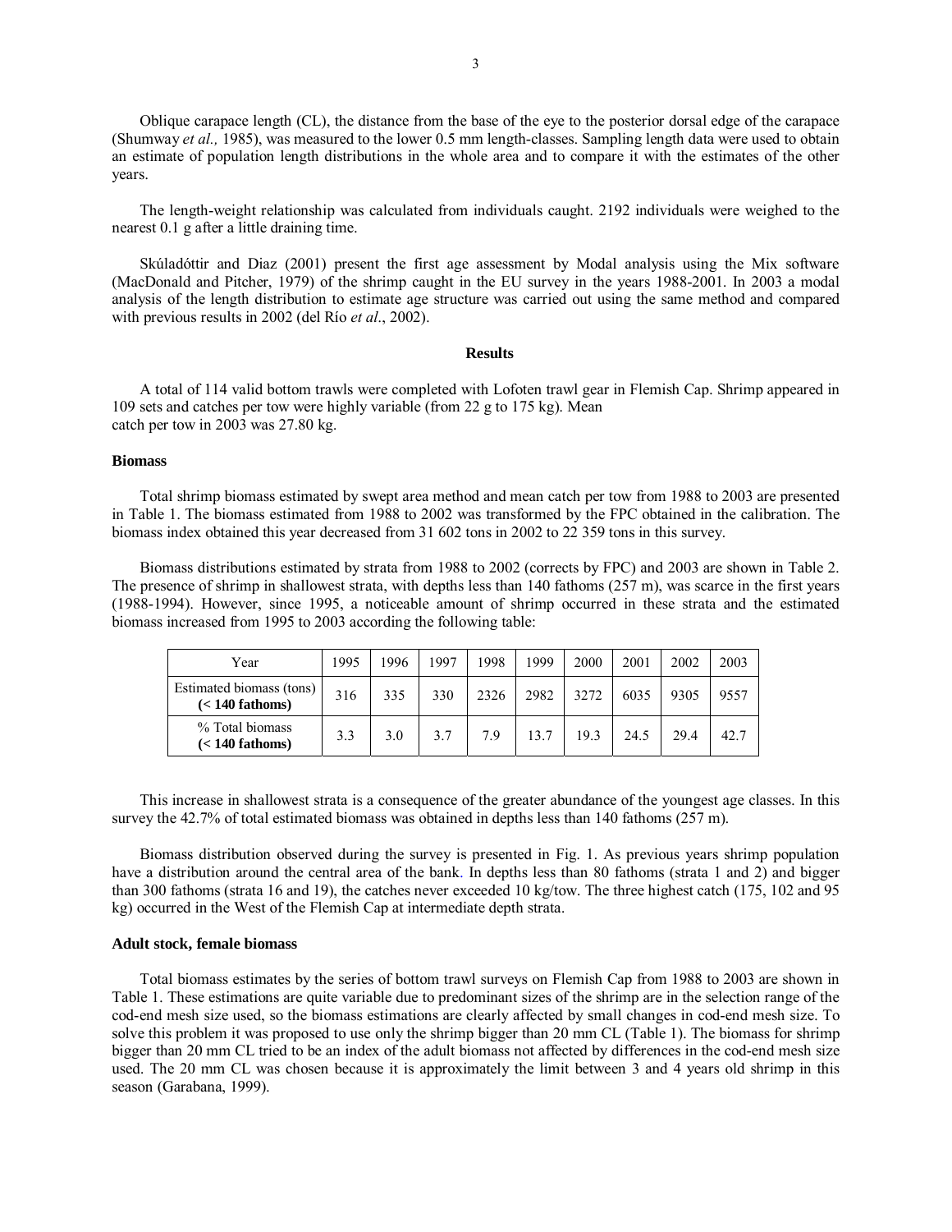Oblique carapace length (CL), the distance from the base of the eye to the posterior dorsal edge of the carapace (Shumway *et al.,* 1985), was measured to the lower 0.5 mm length-classes. Sampling length data were used to obtain an estimate of population length distributions in the whole area and to compare it with the estimates of the other years.

The length-weight relationship was calculated from individuals caught. 2192 individuals were weighed to the nearest 0.1 g after a little draining time.

Skúladóttir and Diaz (2001) present the first age assessment by Modal analysis using the Mix software (MacDonald and Pitcher, 1979) of the shrimp caught in the EU survey in the years 1988-2001. In 2003 a modal analysis of the length distribution to estimate age structure was carried out using the same method and compared with previous results in 2002 (del Río *et al*., 2002).

## Results

A total of 114 valid bottom trawls were completed with Lofoten trawl gear in Flemish Cap. Shrimp appeared in 109 sets and catches per tow were highly variable (from 22 g to 175 kg). Mean catch per tow in 2003 was 27.80 kg.

### Biomass

Total shrimp biomass estimated by swept area method and mean catch per tow from 1988 to 2003 are presented in Table 1. The biomass estimated from 1988 to 2002 was transformed by the FPC obtained in the calibration. The biomass index obtained this year decreased from 31 602 tons in 2002 to 22 359 tons in this survey.

Biomass distributions estimated by strata from 1988 to 2002 (corrects by FPC) and 2003 are shown in Table 2. The presence of shrimp in shallowest strata, with depths less than 140 fathoms (257 m), was scarce in the first years (1988-1994). However, since 1995, a noticeable amount of shrimp occurred in these strata and the estimated biomass increased from 1995 to 2003 according the following table:

| Year | 1995 | 1996 | 1997 | 1998 | 1999 | 2000 | 2001 | 2002 | 2003 |
|---|---|---|---|---|---|---|---|---|---|
| Estimated biomass (tons) **(< 140 fathoms)** | 316 | 335 | 330 | 2326 | 2982 | 3272 | 6035 | 9305 | 9557 |
| % Total biomass **(< 140 fathoms)** | 3.3 | 3.0 | 3.7 | 7.9 | 13.7 | 19.3 | 24.5 | 29.4 | 42.7 |

This increase in shallowest strata is a consequence of the greater abundance of the youngest age classes. In this survey the 42.7% of total estimated biomass was obtained in depths less than 140 fathoms (257 m).

Biomass distribution observed during the survey is presented in Fig. 1. As previous years shrimp population have a distribution around the central area of the bank. In depths less than 80 fathoms (strata 1 and 2) and bigger than 300 fathoms (strata 16 and 19), the catches never exceeded 10 kg/tow. The three highest catch (175, 102 and 95 kg) occurred in the West of the Flemish Cap at intermediate depth strata.

### Adult stock, female biomass

Total biomass estimates by the series of bottom trawl surveys on Flemish Cap from 1988 to 2003 are shown in Table 1. These estimations are quite variable due to predominant sizes of the shrimp are in the selection range of the cod-end mesh size used, so the biomass estimations are clearly affected by small changes in cod-end mesh size. To solve this problem it was proposed to use only the shrimp bigger than 20 mm CL (Table 1). The biomass for shrimp bigger than 20 mm CL tried to be an index of the adult biomass not affected by differences in the cod-end mesh size used. The 20 mm CL was chosen because it is approximately the limit between 3 and 4 years old shrimp in this season (Garabana, 1999).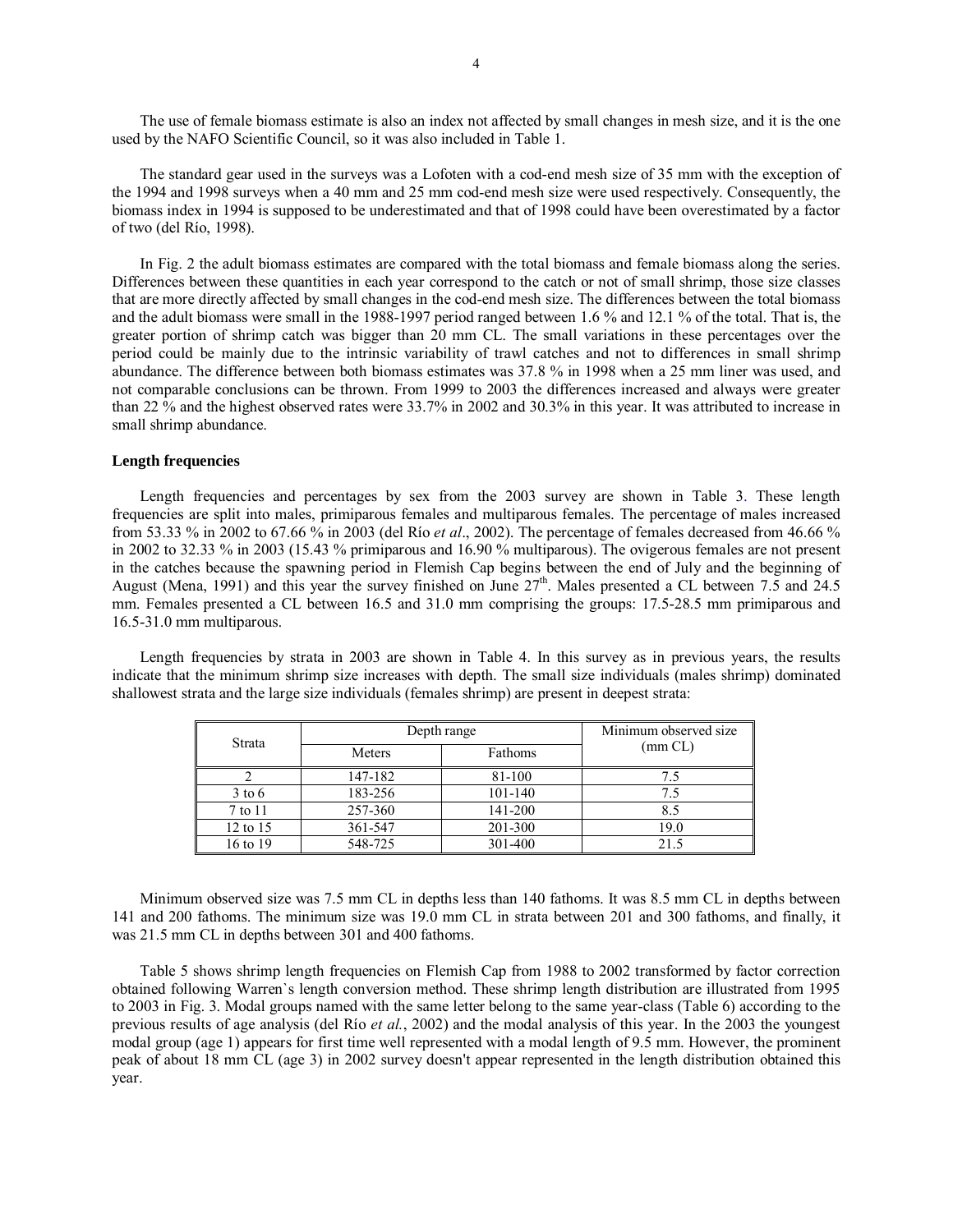The use of female biomass estimate is also an index not affected by small changes in mesh size, and it is the one used by the NAFO Scientific Council, so it was also included in Table 1.

The standard gear used in the surveys was a Lofoten with a cod-end mesh size of 35 mm with the exception of the 1994 and 1998 surveys when a 40 mm and 25 mm cod-end mesh size were used respectively. Consequently, the biomass index in 1994 is supposed to be underestimated and that of 1998 could have been overestimated by a factor of two (del Río, 1998).

In Fig. 2 the adult biomass estimates are compared with the total biomass and female biomass along the series. Differences between these quantities in each year correspond to the catch or not of small shrimp, those size classes that are more directly affected by small changes in the cod-end mesh size. The differences between the total biomass and the adult biomass were small in the 1988-1997 period ranged between 1.6 % and 12.1 % of the total. That is, the greater portion of shrimp catch was bigger than 20 mm CL. The small variations in these percentages over the period could be mainly due to the intrinsic variability of trawl catches and not to differences in small shrimp abundance. The difference between both biomass estimates was 37.8 % in 1998 when a 25 mm liner was used, and not comparable conclusions can be thrown. From 1999 to 2003 the differences increased and always were greater than 22 % and the highest observed rates were 33.7% in 2002 and 30.3% in this year. It was attributed to increase in small shrimp abundance.

**Length frequencies**

Length frequencies and percentages by sex from the 2003 survey are shown in Table 3. These length frequencies are split into males, primiparous females and multiparous females. The percentage of males increased from 53.33 % in 2002 to 67.66 % in 2003 (del Río *et al*., 2002). The percentage of females decreased from 46.66 % in 2002 to 32.33 % in 2003 (15.43 % primiparous and 16.90 % multiparous). The ovigerous females are not present in the catches because the spawning period in Flemish Cap begins between the end of July and the beginning of August (Mena, 1991) and this year the survey finished on June 27th. Males presented a CL between 7.5 and 24.5 mm. Females presented a CL between 16.5 and 31.0 mm comprising the groups: 17.5-28.5 mm primiparous and 16.5-31.0 mm multiparous.

Length frequencies by strata in 2003 are shown in Table 4. In this survey as in previous years, the results indicate that the minimum shrimp size increases with depth. The small size individuals (males shrimp) dominated shallowest strata and the large size individuals (females shrimp) are present in deepest strata:

| Strata | Depth range | | Minimum observed size (mm CL) |
|---|---|---|---|
| | Meters | Fathoms | |
| 2 | 147-182 | 81-100 | 7.5 |
| 3 to 6 | 183-256 | 101-140 | 7.5 |
| 7 to 11 | 257-360 | 141-200 | 8.5 |
| 12 to 15 | 361-547 | 201-300 | 19.0 |
| 16 to 19 | 548-725 | 301-400 | 21.5 |

Minimum observed size was 7.5 mm CL in depths less than 140 fathoms. It was 8.5 mm CL in depths between 141 and 200 fathoms. The minimum size was 19.0 mm CL in strata between 201 and 300 fathoms, and finally, it was 21.5 mm CL in depths between 301 and 400 fathoms.

Table 5 shows shrimp length frequencies on Flemish Cap from 1988 to 2002 transformed by factor correction obtained following Warren`s length conversion method. These shrimp length distribution are illustrated from 1995 to 2003 in Fig. 3. Modal groups named with the same letter belong to the same year-class (Table 6) according to the previous results of age analysis (del Río *et al.*, 2002) and the modal analysis of this year. In the 2003 the youngest modal group (age 1) appears for first time well represented with a modal length of 9.5 mm. However, the prominent peak of about 18 mm CL (age 3) in 2002 survey doesn't appear represented in the length distribution obtained this year.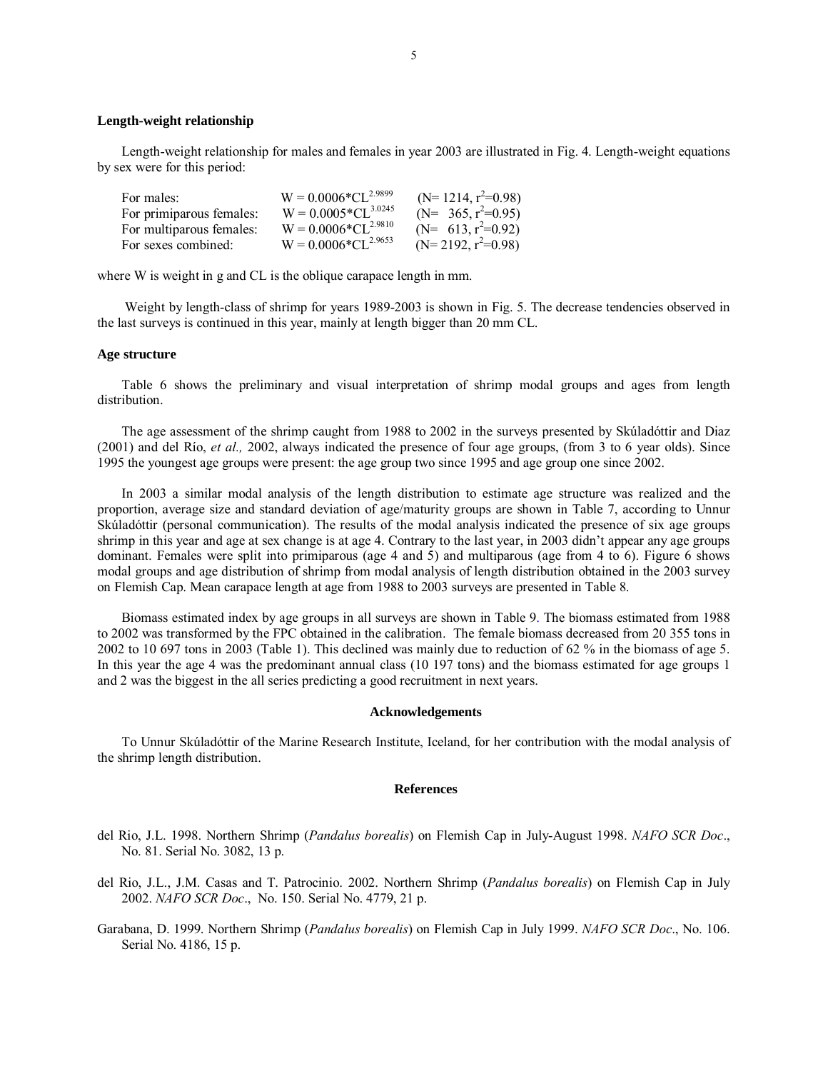### Length-weight relationship

Length-weight relationship for males and females in year 2003 are illustrated in Fig. 4. Length-weight equations by sex were for this period:

| | | |
|---|---|---|
| For males: | $W = 0.0006*CL^{2.9899}$ | ($N = 1214$, $r^2=0.98$) |
| For primiparous females: | $W = 0.0005*CL^{3.0245}$ | ($N = 365$, $r^2=0.95$) |
| For multiparous females: | $W = 0.0006*CL^{2.9810}$ | ($N = 613$, $r^2=0.92$) |
| For sexes combined: | $W = 0.0006*CL^{2.9653}$ | ($N = 2192$, $r^2=0.98$) |

where W is weight in g and CL is the oblique carapace length in mm.

Weight by length-class of shrimp for years 1989-2003 is shown in Fig. 5. The decrease tendencies observed in the last surveys is continued in this year, mainly at length bigger than 20 mm CL.

### Age structure

Table 6 shows the preliminary and visual interpretation of shrimp modal groups and ages from length distribution.

The age assessment of the shrimp caught from 1988 to 2002 in the surveys presented by Skúladóttir and Diaz (2001) and del Río, *et al.,* 2002, always indicated the presence of four age groups, (from 3 to 6 year olds). Since 1995 the youngest age groups were present: the age group two since 1995 and age group one since 2002.

In 2003 a similar modal analysis of the length distribution to estimate age structure was realized and the proportion, average size and standard deviation of age/maturity groups are shown in Table 7, according to Unnur Skúladóttir (personal communication). The results of the modal analysis indicated the presence of six age groups shrimp in this year and age at sex change is at age 4. Contrary to the last year, in 2003 didn't appear any age groups dominant. Females were split into primiparous (age 4 and 5) and multiparous (age from 4 to 6). Figure 6 shows modal groups and age distribution of shrimp from modal analysis of length distribution obtained in the 2003 survey on Flemish Cap. Mean carapace length at age from 1988 to 2003 surveys are presented in Table 8.

Biomass estimated index by age groups in all surveys are shown in Table 9. The biomass estimated from 1988 to 2002 was transformed by the FPC obtained in the calibration. The female biomass decreased from 20 355 tons in 2002 to 10 697 tons in 2003 (Table 1). This declined was mainly due to reduction of 62 % in the biomass of age 5. In this year the age 4 was the predominant annual class (10 197 tons) and the biomass estimated for age groups 1 and 2 was the biggest in the all series predicting a good recruitment in next years.

### Acknowledgements

To Unnur Skúladóttir of the Marine Research Institute, Iceland, for her contribution with the modal analysis of the shrimp length distribution.

### References

del Rio, J.L. 1998. Northern Shrimp (*Pandalus borealis*) on Flemish Cap in July-August 1998. *NAFO SCR Doc*., No. 81. Serial No. 3082, 13 p.

del Rio, J.L., J.M. Casas and T. Patrocinio. 2002. Northern Shrimp (*Pandalus borealis*) on Flemish Cap in July 2002. *NAFO SCR Doc*., No. 150. Serial No. 4779, 21 p.

Garabana, D. 1999. Northern Shrimp (*Pandalus borealis*) on Flemish Cap in July 1999. *NAFO SCR Doc*., No. 106. Serial No. 4186, 15 p.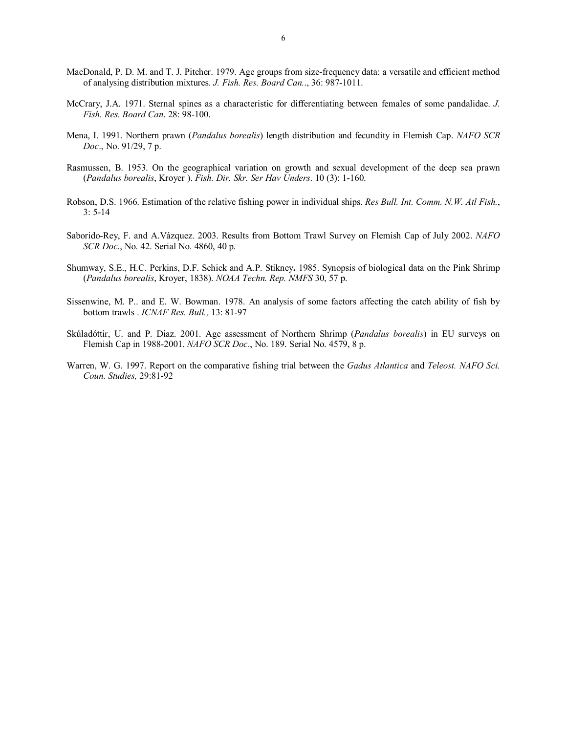MacDonald, P. D. M. and T. J. Pitcher. 1979. Age groups from size-frequency data: a versatile and efficient method of analysing distribution mixtures. *J. Fish. Res. Board Can.*., 36: 987-1011.

McCrary, J.A. 1971. Sternal spines as a characteristic for differentiating between females of some pandalidae. *J. Fish. Res. Board Can.* 28: 98-100.

Mena, I. 1991. Northern prawn (*Pandalus borealis*) length distribution and fecundity in Flemish Cap. *NAFO SCR Doc*., No. 91/29, 7 p.

Rasmussen, B. 1953. On the geographical variation on growth and sexual development of the deep sea prawn (*Pandalus borealis*, Kroyer ). *Fish. Dir. Skr. Ser Hav Unders*. 10 (3): 1-160.

Robson, D.S. 1966. Estimation of the relative fishing power in individual ships. *Res Bull. Int. Comm. N.W. Atl Fish.*, 3: 5-14

Saborido-Rey, F. and A.Vázquez. 2003. Results from Bottom Trawl Survey on Flemish Cap of July 2002. *NAFO SCR Doc*., No. 42. Serial No. 4860, 40 p.

Shumway, S.E., H.C. Perkins, D.F. Schick and A.P. Stikney**.** 1985. Synopsis of biological data on the Pink Shrimp (*Pandalus borealis*, Kroyer, 1838). *NOAA Techn. Rep. NMFS* 30, 57 p.

Sissenwine, M. P.. and E. W. Bowman. 1978. An analysis of some factors affecting the catch ability of fish by bottom trawls . *ICNAF Res. Bull.,* 13: 81-97

Skúladóttir, U. and P. Diaz. 2001. Age assessment of Northern Shrimp (*Pandalus borealis*) in EU surveys on Flemish Cap in 1988-2001. *NAFO SCR Doc*., No. 189. Serial No. 4579, 8 p.

Warren, W. G. 1997. Report on the comparative fishing trial between the *Gadus Atlantica* and *Teleost. NAFO Sci. Coun. Studies,* 29:81-92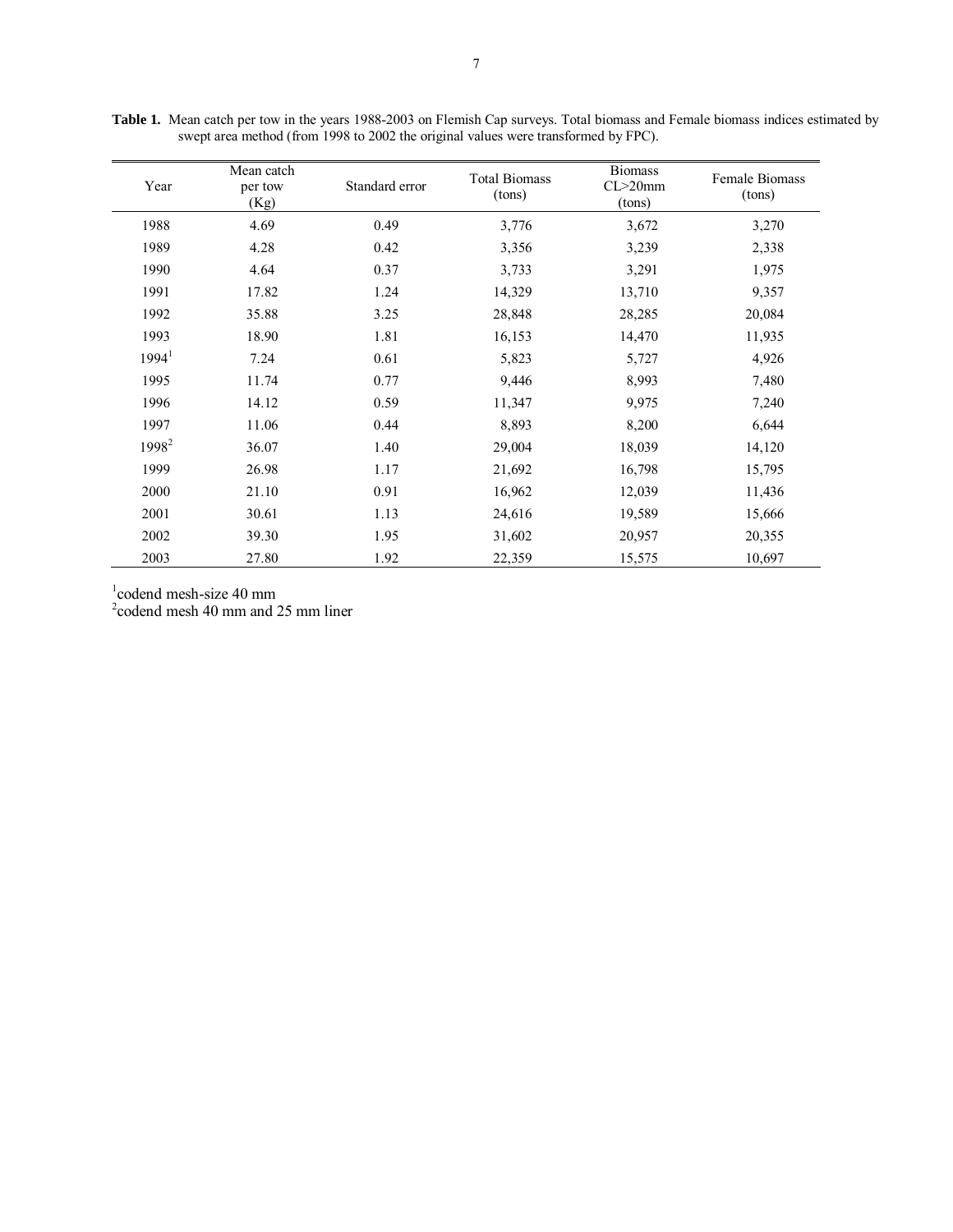**Table 1.** Mean catch per tow in the years 1988-2003 on Flemish Cap surveys. Total biomass and Female biomass indices estimated by swept area method (from 1998 to 2002 the original values were transformed by FPC).

| Year | Mean catch per tow (Kg) | Standard error | Total Biomass (tons) | Biomass CL>20mm (tons) | Female Biomass (tons) |
|---|---|---|---|---|---|
| 1988 | 4.69 | 0.49 | 3,776 | 3,672 | 3,270 |
| 1989 | 4.28 | 0.42 | 3,356 | 3,239 | 2,338 |
| 1990 | 4.64 | 0.37 | 3,733 | 3,291 | 1,975 |
| 1991 | 17.82 | 1.24 | 14,329 | 13,710 | 9,357 |
| 1992 | 35.88 | 3.25 | 28,848 | 28,285 | 20,084 |
| 1993 | 18.90 | 1.81 | 16,153 | 14,470 | 11,935 |
| 1994[1] | 7.24 | 0.61 | 5,823 | 5,727 | 4,926 |
| 1995 | 11.74 | 0.77 | 9,446 | 8,993 | 7,480 |
| 1996 | 14.12 | 0.59 | 11,347 | 9,975 | 7,240 |
| 1997 | 11.06 | 0.44 | 8,893 | 8,200 | 6,644 |
| 1998[2] | 36.07 | 1.40 | 29,004 | 18,039 | 14,120 |
| 1999 | 26.98 | 1.17 | 21,692 | 16,798 | 15,795 |
| 2000 | 21.10 | 0.91 | 16,962 | 12,039 | 11,436 |
| 2001 | 30.61 | 1.13 | 24,616 | 19,589 | 15,666 |
| 2002 | 39.30 | 1.95 | 31,602 | 20,957 | 20,355 |
| 2003 | 27.80 | 1.92 | 22,359 | 15,575 | 10,697 |

[1]codend mesh-size 40 mm
[2]codend mesh 40 mm and 25 mm liner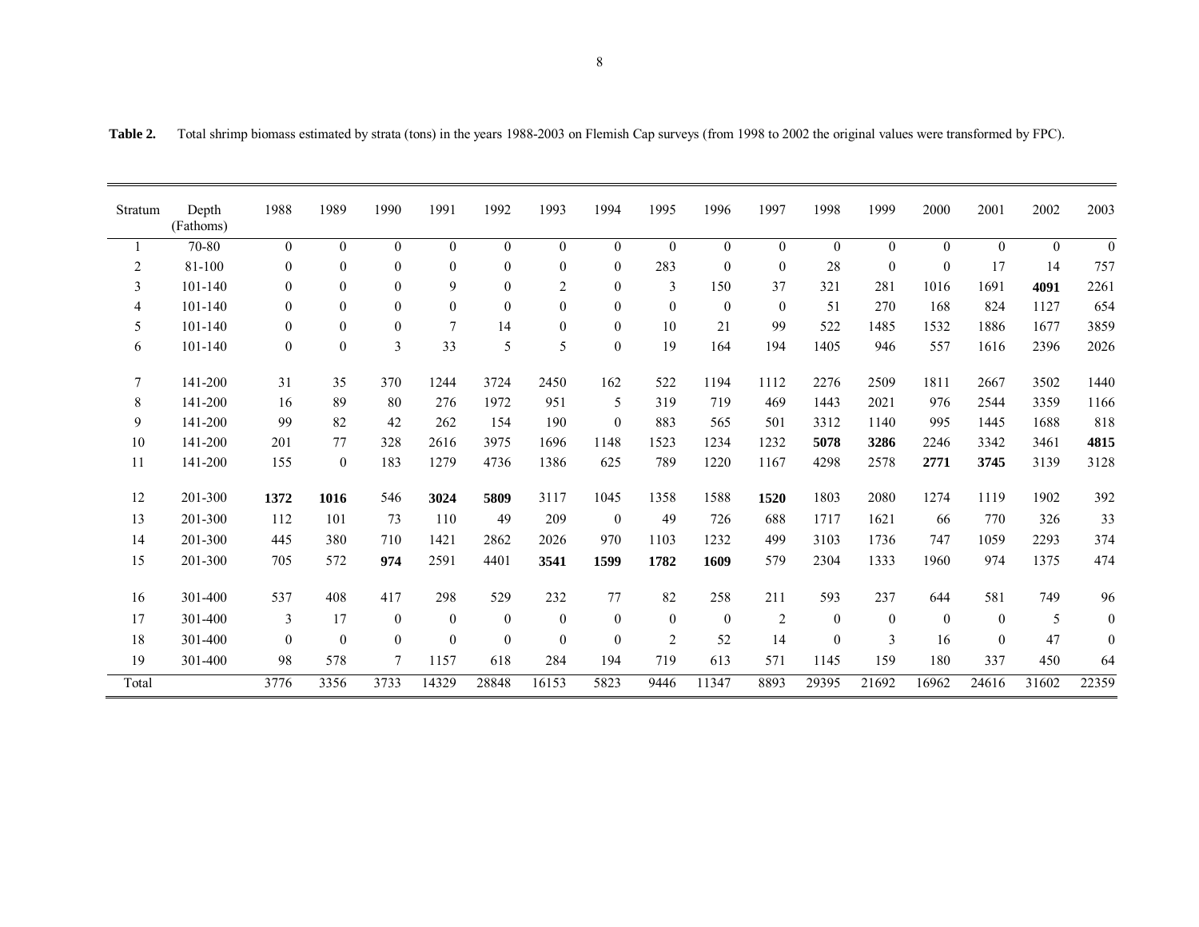**Table 2.** Total shrimp biomass estimated by strata (tons) in the years 1988-2003 on Flemish Cap surveys (from 1998 to 2002 the original values were transformed by FPC).

| Stratum | Depth (Fathoms) | 1988 | 1989 | 1990 | 1991 | 1992 | 1993 | 1994 | 1995 | 1996 | 1997 | 1998 | 1999 | 2000 | 2001 | 2002 | 2003 |
|---|---|---|---|---|---|---|---|---|---|---|---|---|---|---|---|---|---|
| 1 | 70-80 | 0 | 0 | 0 | 0 | 0 | 0 | 0 | 0 | 0 | 0 | 0 | 0 | 0 | 0 | 0 | 0 |
| 2 | 81-100 | 0 | 0 | 0 | 0 | 0 | 0 | 0 | 283 | 0 | 0 | 28 | 0 | 0 | 17 | 14 | 757 |
| 3 | 101-140 | 0 | 0 | 0 | 9 | 0 | 2 | 0 | 3 | 150 | 37 | 321 | 281 | 1016 | 1691 | **4091** | 2261 |
| 4 | 101-140 | 0 | 0 | 0 | 0 | 0 | 0 | 0 | 0 | 0 | 0 | 51 | 270 | 168 | 824 | 1127 | 654 |
| 5 | 101-140 | 0 | 0 | 0 | 7 | 14 | 0 | 0 | 10 | 21 | 99 | 522 | 1485 | 1532 | 1886 | 1677 | 3859 |
| 6 | 101-140 | 0 | 0 | 3 | 33 | 5 | 5 | 0 | 19 | 164 | 194 | 1405 | 946 | 557 | 1616 | 2396 | 2026 |
| 7 | 141-200 | 31 | 35 | 370 | 1244 | 3724 | 2450 | 162 | 522 | 1194 | 1112 | 2276 | 2509 | 1811 | 2667 | 3502 | 1440 |
| 8 | 141-200 | 16 | 89 | 80 | 276 | 1972 | 951 | 5 | 319 | 719 | 469 | 1443 | 2021 | 976 | 2544 | 3359 | 1166 |
| 9 | 141-200 | 99 | 82 | 42 | 262 | 154 | 190 | 0 | 883 | 565 | 501 | 3312 | 1140 | 995 | 1445 | 1688 | 818 |
| 10 | 141-200 | 201 | 77 | 328 | 2616 | 3975 | 1696 | 1148 | 1523 | 1234 | 1232 | **5078** | **3286** | 2246 | 3342 | 3461 | **4815** |
| 11 | 141-200 | 155 | 0 | 183 | 1279 | 4736 | 1386 | 625 | 789 | 1220 | 1167 | 4298 | 2578 | **2771** | **3745** | 3139 | 3128 |
| 12 | 201-300 | **1372** | **1016** | 546 | **3024** | **5809** | 3117 | 1045 | 1358 | 1588 | **1520** | 1803 | 2080 | 1274 | 1119 | 1902 | 392 |
| 13 | 201-300 | 112 | 101 | 73 | 110 | 49 | 209 | 0 | 49 | 726 | 688 | 1717 | 1621 | 66 | 770 | 326 | 33 |
| 14 | 201-300 | 445 | 380 | 710 | 1421 | 2862 | 2026 | 970 | 1103 | 1232 | 499 | 3103 | 1736 | 747 | 1059 | 2293 | 374 |
| 15 | 201-300 | 705 | 572 | **974** | 2591 | 4401 | **3541** | **1599** | **1782** | **1609** | 579 | 2304 | 1333 | 1960 | 974 | 1375 | 474 |
| 16 | 301-400 | 537 | 408 | 417 | 298 | 529 | 232 | 77 | 82 | 258 | 211 | 593 | 237 | 644 | 581 | 749 | 96 |
| 17 | 301-400 | 3 | 17 | 0 | 0 | 0 | 0 | 0 | 0 | 0 | 2 | 0 | 0 | 0 | 0 | 5 | 0 |
| 18 | 301-400 | 0 | 0 | 0 | 0 | 0 | 0 | 0 | 2 | 52 | 14 | 0 | 3 | 16 | 0 | 47 | 0 |
| 19 | 301-400 | 98 | 578 | 7 | 1157 | 618 | 284 | 194 | 719 | 613 | 571 | 1145 | 159 | 180 | 337 | 450 | 64 |
| Total | | 3776 | 3356 | 3733 | 14329 | 28848 | 16153 | 5823 | 9446 | 11347 | 8893 | 29395 | 21692 | 16962 | 24616 | 31602 | 22359 |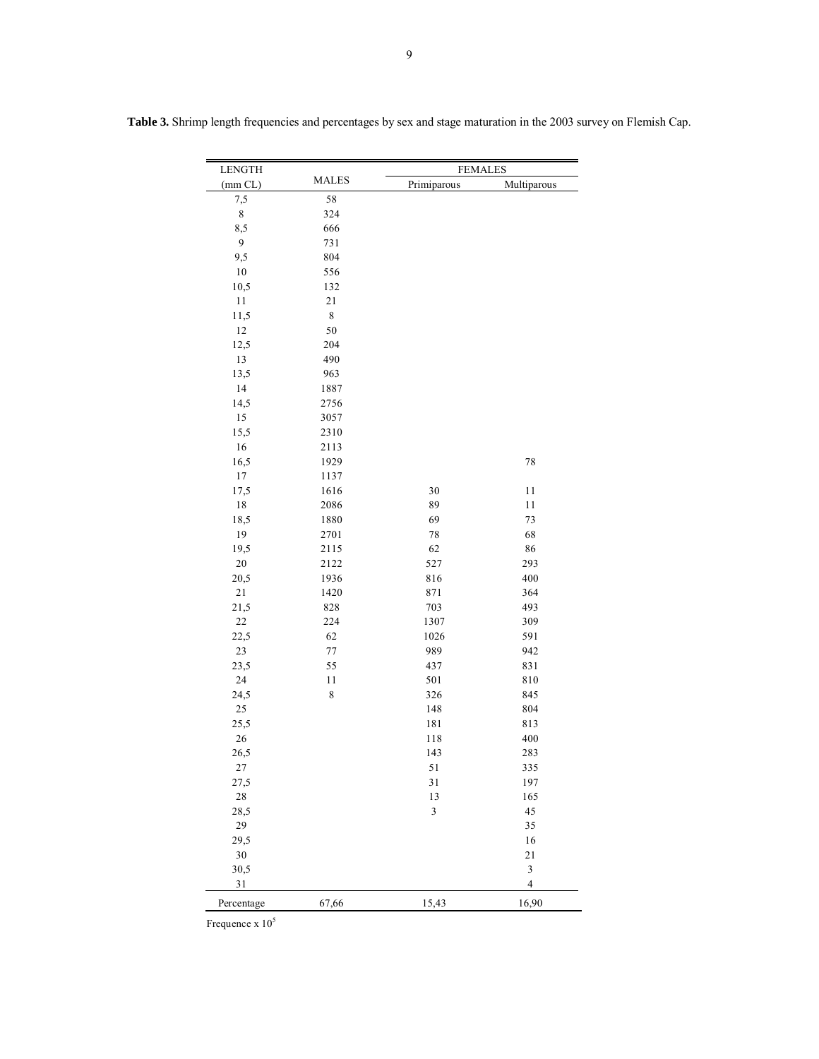**Table 3.** Shrimp length frequencies and percentages by sex and stage maturation in the 2003 survey on Flemish Cap.

| LENGTH (mm CL) | MALES | FEMALES | |
|---|---|---|---|
| | | Primiparous | Multiparous |
| 7,5 | 58 | | |
| 8 | 324 | | |
| 8,5 | 666 | | |
| 9 | 731 | | |
| 9,5 | 804 | | |
| 10 | 556 | | |
| 10,5 | 132 | | |
| 11 | 21 | | |
| 11,5 | 8 | | |
| 12 | 50 | | |
| 12,5 | 204 | | |
| 13 | 490 | | |
| 13,5 | 963 | | |
| 14 | 1887 | | |
| 14,5 | 2756 | | |
| 15 | 3057 | | |
| 15,5 | 2310 | | |
| 16 | 2113 | | |
| 16,5 | 1929 | | 78 |
| 17 | 1137 | | |
| 17,5 | 1616 | 30 | 11 |
| 18 | 2086 | 89 | 11 |
| 18,5 | 1880 | 69 | 73 |
| 19 | 2701 | 78 | 68 |
| 19,5 | 2115 | 62 | 86 |
| 20 | 2122 | 527 | 293 |
| 20,5 | 1936 | 816 | 400 |
| 21 | 1420 | 871 | 364 |
| 21,5 | 828 | 703 | 493 |
| 22 | 224 | 1307 | 309 |
| 22,5 | 62 | 1026 | 591 |
| 23 | 77 | 989 | 942 |
| 23,5 | 55 | 437 | 831 |
| 24 | 11 | 501 | 810 |
| 24,5 | 8 | 326 | 845 |
| 25 | | 148 | 804 |
| 25,5 | | 181 | 813 |
| 26 | | 118 | 400 |
| 26,5 | | 143 | 283 |
| 27 | | 51 | 335 |
| 27,5 | | 31 | 197 |
| 28 | | 13 | 165 |
| 28,5 | | 3 | 45 |
| 29 | | | 35 |
| 29,5 | | | 16 |
| 30 | | | 21 |
| 30,5 | | | 3 |
| 31 | | | 4 |
| Percentage | 67,66 | 15,43 | 16,90 |

Frequence x $10^5$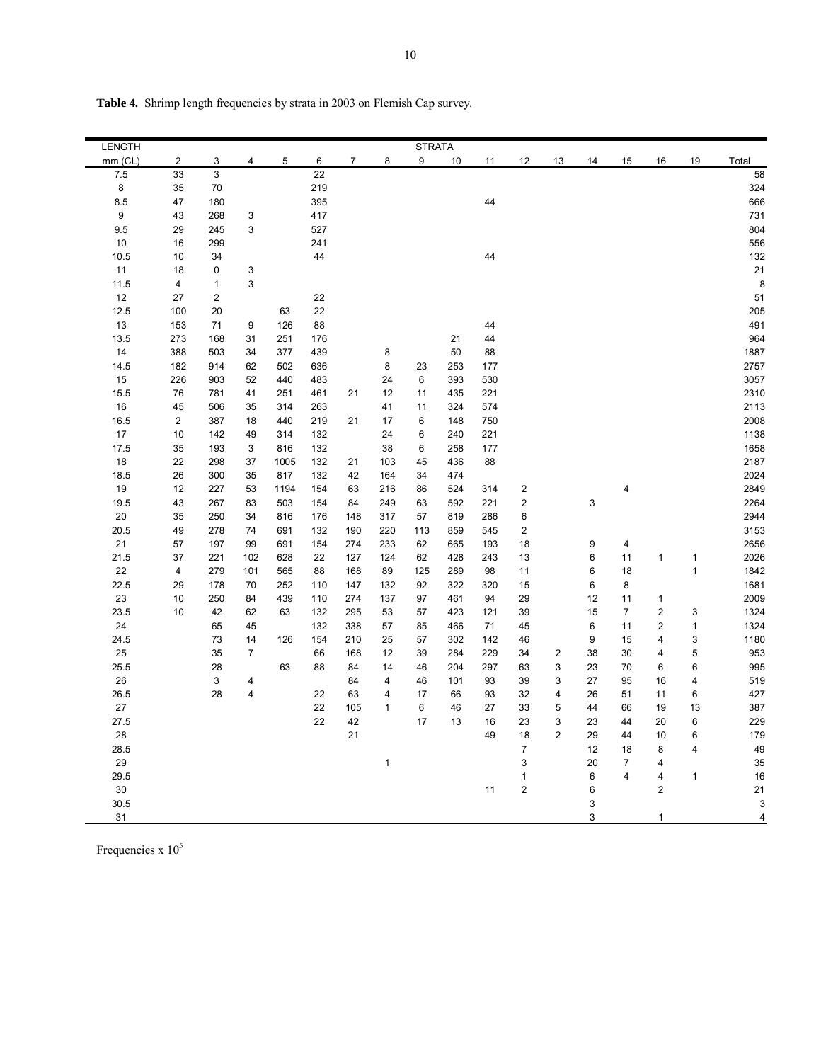**Table 4.** Shrimp length frequencies by strata in 2003 on Flemish Cap survey.

| LENGTH | STRATA | | | | | | | | | | | | | | | | |
|---|---|---|---|---|---|---|---|---|---|---|---|---|---|---|---|---|---|
| mm (CL) | 2 | 3 | 4 | 5 | 6 | 7 | 8 | 9 | 10 | 11 | 12 | 13 | 14 | 15 | 16 | 19 | Total |
| 7.5 | 33 | 3 | | | 22 | | | | | | | | | | | | 58 |
| 8 | 35 | 70 | | | 219 | | | | | | | | | | | | 324 |
| 8.5 | 47 | 180 | | | 395 | | | | | 44 | | | | | | | 666 |
| 9 | 43 | 268 | 3 | | 417 | | | | | | | | | | | | 731 |
| 9.5 | 29 | 245 | 3 | | 527 | | | | | | | | | | | | 804 |
| 10 | 16 | 299 | | | 241 | | | | | | | | | | | | 556 |
| 10.5 | 10 | 34 | | | 44 | | | | | 44 | | | | | | | 132 |
| 11 | 18 | 0 | 3 | | | | | | | | | | | | | | 21 |
| 11.5 | 4 | 1 | 3 | | | | | | | | | | | | | | 8 |
| 12 | 27 | 2 | | | 22 | | | | | | | | | | | | 51 |
| 12.5 | 100 | 20 | | 63 | 22 | | | | | | | | | | | | 205 |
| 13 | 153 | 71 | 9 | 126 | 88 | | | | | 44 | | | | | | | 491 |
| 13.5 | 273 | 168 | 31 | 251 | 176 | | | | 21 | 44 | | | | | | | 964 |
| 14 | 388 | 503 | 34 | 377 | 439 | | 8 | | 50 | 88 | | | | | | | 1887 |
| 14.5 | 182 | 914 | 62 | 502 | 636 | | 8 | 23 | 253 | 177 | | | | | | | 2757 |
| 15 | 226 | 903 | 52 | 440 | 483 | | 24 | 6 | 393 | 530 | | | | | | | 3057 |
| 15.5 | 76 | 781 | 41 | 251 | 461 | 21 | 12 | 11 | 435 | 221 | | | | | | | 2310 |
| 16 | 45 | 506 | 35 | 314 | 263 | | 41 | 11 | 324 | 574 | | | | | | | 2113 |
| 16.5 | 2 | 387 | 18 | 440 | 219 | 21 | 17 | 6 | 148 | 750 | | | | | | | 2008 |
| 17 | 10 | 142 | 49 | 314 | 132 | | 24 | 6 | 240 | 221 | | | | | | | 1138 |
| 17.5 | 35 | 193 | 3 | 816 | 132 | | 38 | 6 | 258 | 177 | | | | | | | 1658 |
| 18 | 22 | 298 | 37 | 1005 | 132 | 21 | 103 | 45 | 436 | 88 | | | | | | | 2187 |
| 18.5 | 26 | 300 | 35 | 817 | 132 | 42 | 164 | 34 | 474 | | | | | | | | 2024 |
| 19 | 12 | 227 | 53 | 1194 | 154 | 63 | 216 | 86 | 524 | 314 | 2 | | | 4 | | | 2849 |
| 19.5 | 43 | 267 | 83 | 503 | 154 | 84 | 249 | 63 | 592 | 221 | 2 | | 3 | | | | 2264 |
| 20 | 35 | 250 | 34 | 816 | 176 | 148 | 317 | 57 | 819 | 286 | 6 | | | | | | 2944 |
| 20.5 | 49 | 278 | 74 | 691 | 132 | 190 | 220 | 113 | 859 | 545 | 2 | | | | | | 3153 |
| 21 | 57 | 197 | 99 | 691 | 154 | 274 | 233 | 62 | 665 | 193 | 18 | | 9 | 4 | | | 2656 |
| 21.5 | 37 | 221 | 102 | 628 | 22 | 127 | 124 | 62 | 428 | 243 | 13 | | 6 | 11 | 1 | 1 | 2026 |
| 22 | 4 | 279 | 101 | 565 | 88 | 168 | 89 | 125 | 289 | 98 | 11 | | 6 | 18 | | 1 | 1842 |
| 22.5 | 29 | 178 | 70 | 252 | 110 | 147 | 132 | 92 | 322 | 320 | 15 | | 6 | 8 | | | 1681 |
| 23 | 10 | 250 | 84 | 439 | 110 | 274 | 137 | 97 | 461 | 94 | 29 | | 12 | 11 | 1 | | 2009 |
| 23.5 | 10 | 42 | 62 | 63 | 132 | 295 | 53 | 57 | 423 | 121 | 39 | | 15 | 7 | 2 | 3 | 1324 |
| 24 | | 65 | 45 | | 132 | 338 | 57 | 85 | 466 | 71 | 45 | | 6 | 11 | 2 | 1 | 1324 |
| 24.5 | | 73 | 14 | 126 | 154 | 210 | 25 | 57 | 302 | 142 | 46 | | 9 | 15 | 4 | 3 | 1180 |
| 25 | | 35 | 7 | | 66 | 168 | 12 | 39 | 284 | 229 | 34 | 2 | 38 | 30 | 4 | 5 | 953 |
| 25.5 | | 28 | | 63 | 88 | 84 | 14 | 46 | 204 | 297 | 63 | 3 | 23 | 70 | 6 | 6 | 995 |
| 26 | | 3 | 4 | | | 84 | 4 | 46 | 101 | 93 | 39 | 3 | 27 | 95 | 16 | 4 | 519 |
| 26.5 | | 28 | 4 | | 22 | 63 | 4 | 17 | 66 | 93 | 32 | 4 | 26 | 51 | 11 | 6 | 427 |
| 27 | | | | | 22 | 105 | 1 | 6 | 46 | 27 | 33 | 5 | 44 | 66 | 19 | 13 | 387 |
| 27.5 | | | | | 22 | 42 | | 17 | 13 | 16 | 23 | 3 | 23 | 44 | 20 | 6 | 229 |
| 28 | | | | | | 21 | | | | 49 | 18 | 2 | 29 | 44 | 10 | 6 | 179 |
| 28.5 | | | | | | | | | | | 7 | | 12 | 18 | 8 | 4 | 49 |
| 29 | | | | | | | 1 | | | | 3 | | 20 | 7 | 4 | | 35 |
| 29.5 | | | | | | | | | | | 1 | | 6 | 4 | 4 | 1 | 16 |
| 30 | | | | | | | | | | 11 | 2 | | 6 | | 2 | | 21 |
| 30.5 | | | | | | | | | | | | | 3 | | | | 3 |
| 31 | | | | | | | | | | | | | 3 | | 1 | | 4 |

Frequencies x $10^5$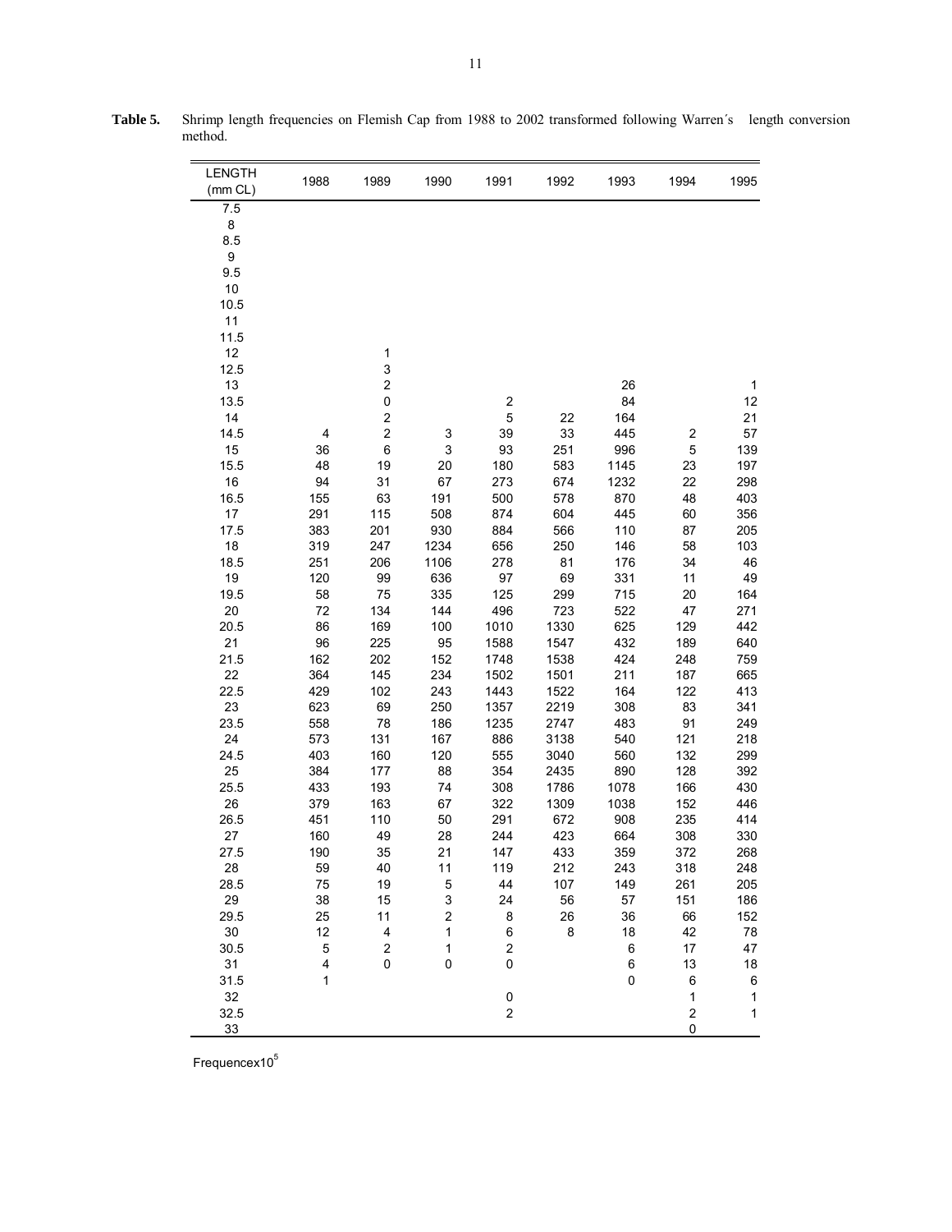**Table 5.** Shrimp length frequencies on Flemish Cap from 1988 to 2002 transformed following Warren´s length conversion method.

| LENGTH (mm CL) | 1988 | 1989 | 1990 | 1991 | 1992 | 1993 | 1994 | 1995 |
|---|---|---|---|---|---|---|---|---|
| 7.5 | | | | | | | | |
| 8 | | | | | | | | |
| 8.5 | | | | | | | | |
| 9 | | | | | | | | |
| 9.5 | | | | | | | | |
| 10 | | | | | | | | |
| 10.5 | | | | | | | | |
| 11 | | | | | | | | |
| 11.5 | | | | | | | | |
| 12 | | 1 | | | | | | |
| 12.5 | | 3 | | | | | | |
| 13 | | 2 | | | | 26 | | 1 |
| 13.5 | | 0 | | 2 | | 84 | | 12 |
| 14 | | 2 | | 5 | 22 | 164 | | 21 |
| 14.5 | 4 | 2 | 3 | 39 | 33 | 445 | 2 | 57 |
| 15 | 36 | 6 | 3 | 93 | 251 | 996 | 5 | 139 |
| 15.5 | 48 | 19 | 20 | 180 | 583 | 1145 | 23 | 197 |
| 16 | 94 | 31 | 67 | 273 | 674 | 1232 | 22 | 298 |
| 16.5 | 155 | 63 | 191 | 500 | 578 | 870 | 48 | 403 |
| 17 | 291 | 115 | 508 | 874 | 604 | 445 | 60 | 356 |
| 17.5 | 383 | 201 | 930 | 884 | 566 | 110 | 87 | 205 |
| 18 | 319 | 247 | 1234 | 656 | 250 | 146 | 58 | 103 |
| 18.5 | 251 | 206 | 1106 | 278 | 81 | 176 | 34 | 46 |
| 19 | 120 | 99 | 636 | 97 | 69 | 331 | 11 | 49 |
| 19.5 | 58 | 75 | 335 | 125 | 299 | 715 | 20 | 164 |
| 20 | 72 | 134 | 144 | 496 | 723 | 522 | 47 | 271 |
| 20.5 | 86 | 169 | 100 | 1010 | 1330 | 625 | 129 | 442 |
| 21 | 96 | 225 | 95 | 1588 | 1547 | 432 | 189 | 640 |
| 21.5 | 162 | 202 | 152 | 1748 | 1538 | 424 | 248 | 759 |
| 22 | 364 | 145 | 234 | 1502 | 1501 | 211 | 187 | 665 |
| 22.5 | 429 | 102 | 243 | 1443 | 1522 | 164 | 122 | 413 |
| 23 | 623 | 69 | 250 | 1357 | 2219 | 308 | 83 | 341 |
| 23.5 | 558 | 78 | 186 | 1235 | 2747 | 483 | 91 | 249 |
| 24 | 573 | 131 | 167 | 886 | 3138 | 540 | 121 | 218 |
| 24.5 | 403 | 160 | 120 | 555 | 3040 | 560 | 132 | 299 |
| 25 | 384 | 177 | 88 | 354 | 2435 | 890 | 128 | 392 |
| 25.5 | 433 | 193 | 74 | 308 | 1786 | 1078 | 166 | 430 |
| 26 | 379 | 163 | 67 | 322 | 1309 | 1038 | 152 | 446 |
| 26.5 | 451 | 110 | 50 | 291 | 672 | 908 | 235 | 414 |
| 27 | 160 | 49 | 28 | 244 | 423 | 664 | 308 | 330 |
| 27.5 | 190 | 35 | 21 | 147 | 433 | 359 | 372 | 268 |
| 28 | 59 | 40 | 11 | 119 | 212 | 243 | 318 | 248 |
| 28.5 | 75 | 19 | 5 | 44 | 107 | 149 | 261 | 205 |
| 29 | 38 | 15 | 3 | 24 | 56 | 57 | 151 | 186 |
| 29.5 | 25 | 11 | 2 | 8 | 26 | 36 | 66 | 152 |
| 30 | 12 | 4 | 1 | 6 | 8 | 18 | 42 | 78 |
| 30.5 | 5 | 2 | 1 | 2 | | 6 | 17 | 47 |
| 31 | 4 | 0 | 0 | 0 | | 6 | 13 | 18 |
| 31.5 | 1 | | | | | 0 | 6 | 6 |
| 32 | | | | 0 | | | 1 | 1 |
| 32.5 | | | | 2 | | | 2 | 1 |
| 33 | | | | | | | 0 | |

Frequence x $10^5$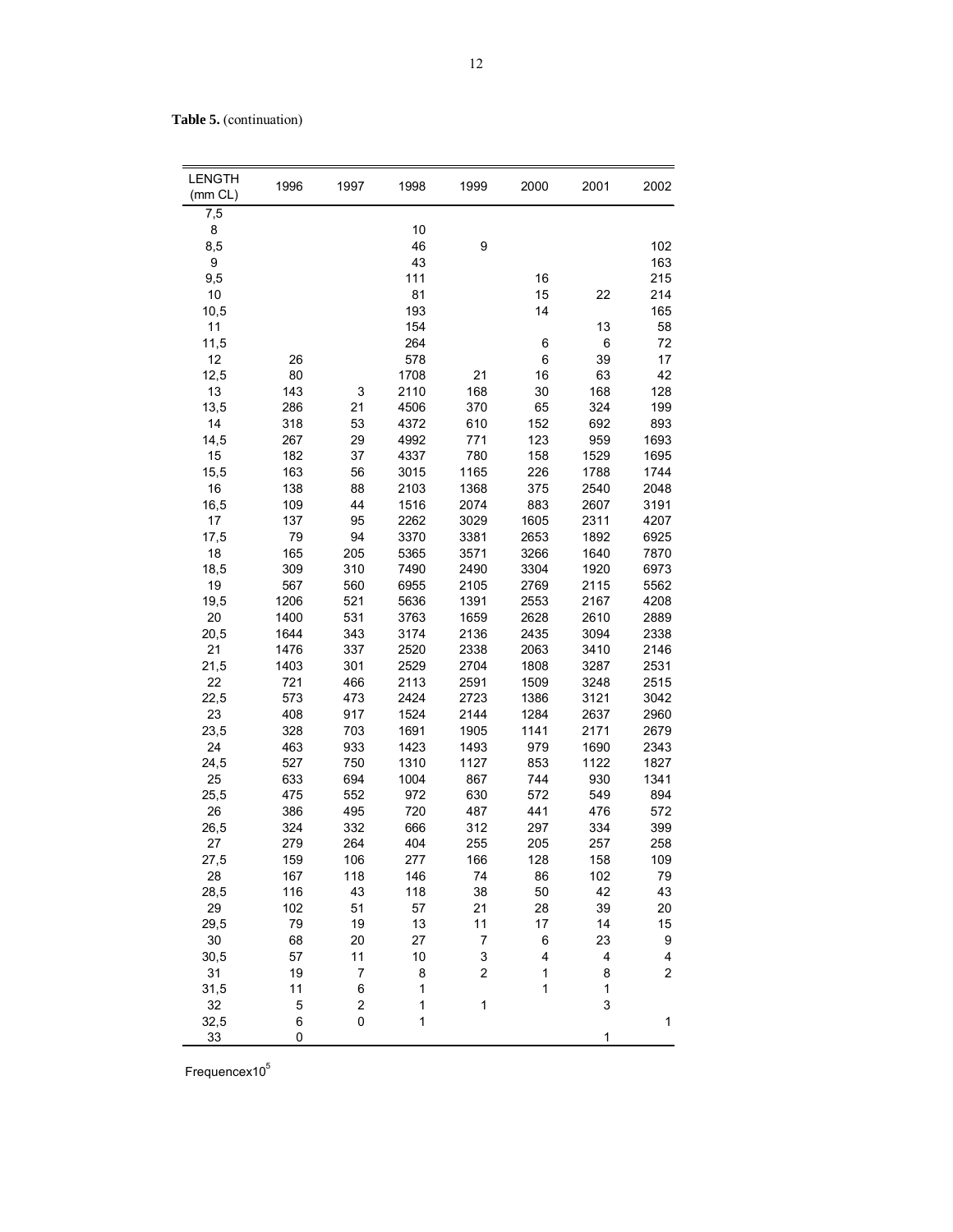**Table 5.** (continuation)

| LENGTH (mm CL) | 1996 | 1997 | 1998 | 1999 | 2000 | 2001 | 2002 |
|---|---|---|---|---|---|---|---|
| 7,5 | | | | | | | |
| 8 | | | 10 | | | | |
| 8,5 | | | 46 | 9 | | | 102 |
| 9 | | | 43 | | | | 163 |
| 9,5 | | | 111 | | 16 | | 215 |
| 10 | | | 81 | | 15 | 22 | 214 |
| 10,5 | | | 193 | | 14 | | 165 |
| 11 | | | 154 | | | 13 | 58 |
| 11,5 | | | 264 | | 6 | 6 | 72 |
| 12 | 26 | | 578 | | 6 | 39 | 17 |
| 12,5 | 80 | | 1708 | 21 | 16 | 63 | 42 |
| 13 | 143 | 3 | 2110 | 168 | 30 | 168 | 128 |
| 13,5 | 286 | 21 | 4506 | 370 | 65 | 324 | 199 |
| 14 | 318 | 53 | 4372 | 610 | 152 | 692 | 893 |
| 14,5 | 267 | 29 | 4992 | 771 | 123 | 959 | 1693 |
| 15 | 182 | 37 | 4337 | 780 | 158 | 1529 | 1695 |
| 15,5 | 163 | 56 | 3015 | 1165 | 226 | 1788 | 1744 |
| 16 | 138 | 88 | 2103 | 1368 | 375 | 2540 | 2048 |
| 16,5 | 109 | 44 | 1516 | 2074 | 883 | 2607 | 3191 |
| 17 | 137 | 95 | 2262 | 3029 | 1605 | 2311 | 4207 |
| 17,5 | 79 | 94 | 3370 | 3381 | 2653 | 1892 | 6925 |
| 18 | 165 | 205 | 5365 | 3571 | 3266 | 1640 | 7870 |
| 18,5 | 309 | 310 | 7490 | 2490 | 3304 | 1920 | 6973 |
| 19 | 567 | 560 | 6955 | 2105 | 2769 | 2115 | 5562 |
| 19,5 | 1206 | 521 | 5636 | 1391 | 2553 | 2167 | 4208 |
| 20 | 1400 | 531 | 3763 | 1659 | 2628 | 2610 | 2889 |
| 20,5 | 1644 | 343 | 3174 | 2136 | 2435 | 3094 | 2338 |
| 21 | 1476 | 337 | 2520 | 2338 | 2063 | 3410 | 2146 |
| 21,5 | 1403 | 301 | 2529 | 2704 | 1808 | 3287 | 2531 |
| 22 | 721 | 466 | 2113 | 2591 | 1509 | 3248 | 2515 |
| 22,5 | 573 | 473 | 2424 | 2723 | 1386 | 3121 | 3042 |
| 23 | 408 | 917 | 1524 | 2144 | 1284 | 2637 | 2960 |
| 23,5 | 328 | 703 | 1691 | 1905 | 1141 | 2171 | 2679 |
| 24 | 463 | 933 | 1423 | 1493 | 979 | 1690 | 2343 |
| 24,5 | 527 | 750 | 1310 | 1127 | 853 | 1122 | 1827 |
| 25 | 633 | 694 | 1004 | 867 | 744 | 930 | 1341 |
| 25,5 | 475 | 552 | 972 | 630 | 572 | 549 | 894 |
| 26 | 386 | 495 | 720 | 487 | 441 | 476 | 572 |
| 26,5 | 324 | 332 | 666 | 312 | 297 | 334 | 399 |
| 27 | 279 | 264 | 404 | 255 | 205 | 257 | 258 |
| 27,5 | 159 | 106 | 277 | 166 | 128 | 158 | 109 |
| 28 | 167 | 118 | 146 | 74 | 86 | 102 | 79 |
| 28,5 | 116 | 43 | 118 | 38 | 50 | 42 | 43 |
| 29 | 102 | 51 | 57 | 21 | 28 | 39 | 20 |
| 29,5 | 79 | 19 | 13 | 11 | 17 | 14 | 15 |
| 30 | 68 | 20 | 27 | 7 | 6 | 23 | 9 |
| 30,5 | 57 | 11 | 10 | 3 | 4 | 4 | 4 |
| 31 | 19 | 7 | 8 | 2 | 1 | 8 | 2 |
| 31,5 | 11 | 6 | 1 | | 1 | 1 | |
| 32 | 5 | 2 | 1 | 1 | | 3 | |
| 32,5 | 6 | 0 | 1 | | | | 1 |
| 33 | 0 | | | | | 1 | |

Frequence$\times10^5$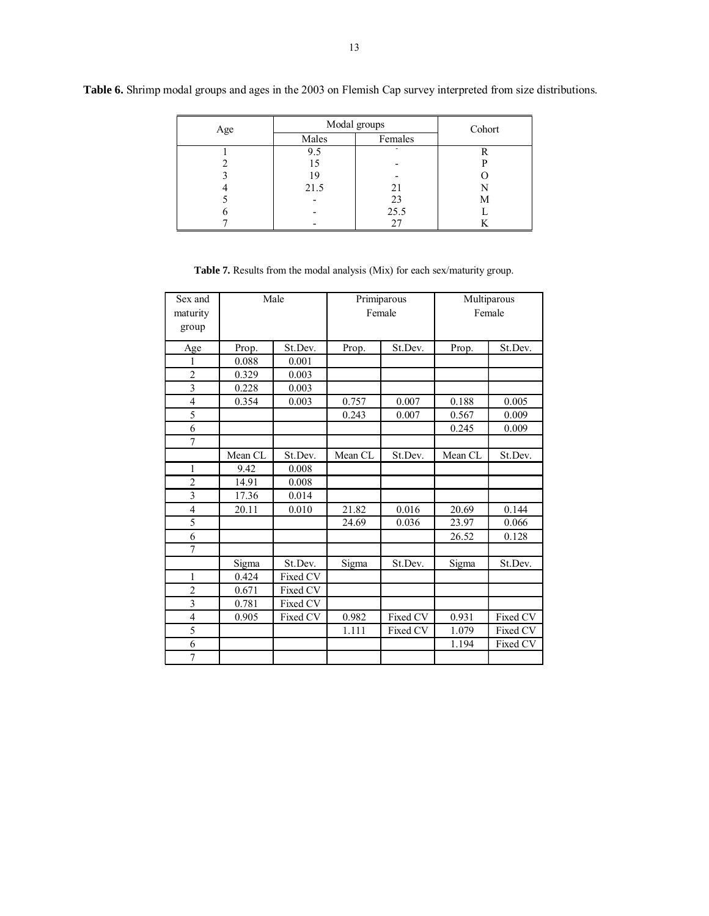**Table 6.** Shrimp modal groups and ages in the 2003 on Flemish Cap survey interpreted from size distributions.

| Age | Modal groups | | Cohort |
|---|---|---|---|
| | Males | Females | |
| 1 | 9.5 | - | R |
| 2 | 15 | - | P |
| 3 | 19 | - | O |
| 4 | 21.5 | 21 | N |
| 5 | - | 23 | M |
| 6 | - | 25.5 | L |
| 7 | - | 27 | K |

**Table 7.** Results from the modal analysis (Mix) for each sex/maturity group.

| Sex and maturity group | Male | | Primiparous Female | | Multiparous Female | |
|---|---|---|---|---|---|---|
| Age | Prop. | St.Dev. | Prop. | St.Dev. | Prop. | St.Dev. |
| 1 | 0.088 | 0.001 | | | | |
| 2 | 0.329 | 0.003 | | | | |
| 3 | 0.228 | 0.003 | | | | |
| 4 | 0.354 | 0.003 | 0.757 | 0.007 | 0.188 | 0.005 |
| 5 | | | 0.243 | 0.007 | 0.567 | 0.009 |
| 6 | | | | | 0.245 | 0.009 |
| 7 | | | | | | |
| | Mean CL | St.Dev. | Mean CL | St.Dev. | Mean CL | St.Dev. |
| 1 | 9.42 | 0.008 | | | | |
| 2 | 14.91 | 0.008 | | | | |
| 3 | 17.36 | 0.014 | | | | |
| 4 | 20.11 | 0.010 | 21.82 | 0.016 | 20.69 | 0.144 |
| 5 | | | 24.69 | 0.036 | 23.97 | 0.066 |
| 6 | | | | | 26.52 | 0.128 |
| 7 | | | | | | |
| | Sigma | St.Dev. | Sigma | St.Dev. | Sigma | St.Dev. |
| 1 | 0.424 | Fixed CV | | | | |
| 2 | 0.671 | Fixed CV | | | | |
| 3 | 0.781 | Fixed CV | | | | |
| 4 | 0.905 | Fixed CV | 0.982 | Fixed CV | 0.931 | Fixed CV |
| 5 | | | 1.111 | Fixed CV | 1.079 | Fixed CV |
| 6 | | | | | 1.194 | Fixed CV |
| 7 | | | | | | |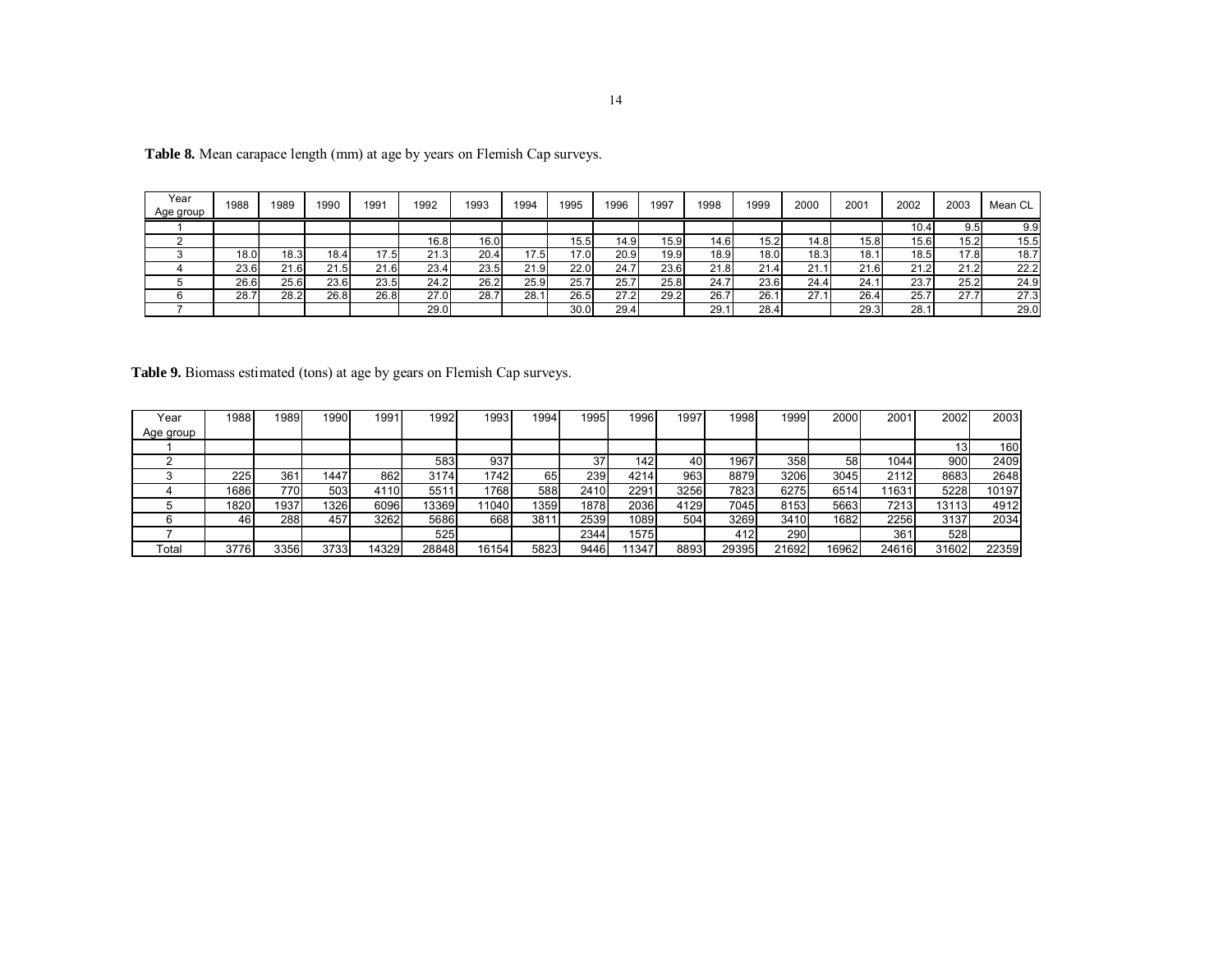**Table 8.** Mean carapace length (mm) at age by years on Flemish Cap surveys.

| Year / Age group | 1988 | 1989 | 1990 | 1991 | 1992 | 1993 | 1994 | 1995 | 1996 | 1997 | 1998 | 1999 | 2000 | 2001 | 2002 | 2003 | Mean CL |
|---|---|---|---|---|---|---|---|---|---|---|---|---|---|---|---|---|---|
| 1 | | | | | | | | | | | | | | | 10.4 | 9.5 | 9.9 |
| 2 | | | | | 16.8 | 16.0 | | 15.5 | 14.9 | 15.9 | 14.6 | 15.2 | 14.8 | 15.8 | 15.6 | 15.2 | 15.5 |
| 3 | 18.0 | 18.3 | 18.4 | 17.5 | 21.3 | 20.4 | 17.5 | 17.0 | 20.9 | 19.9 | 18.9 | 18.0 | 18.3 | 18.1 | 18.5 | 17.8 | 18.7 |
| 4 | 23.6 | 21.6 | 21.5 | 21.6 | 23.4 | 23.5 | 21.9 | 22.0 | 24.7 | 23.6 | 21.8 | 21.4 | 21.1 | 21.6 | 21.2 | 21.2 | 22.2 |
| 5 | 26.6 | 25.6 | 23.6 | 23.5 | 24.2 | 26.2 | 25.9 | 25.7 | 25.7 | 25.8 | 24.7 | 23.6 | 24.4 | 24.1 | 23.7 | 25.2 | 24.9 |
| 6 | 28.7 | 28.2 | 26.8 | 26.8 | 27.0 | 28.7 | 28.1 | 26.5 | 27.2 | 29.2 | 26.7 | 26.1 | 27.1 | 26.4 | 25.7 | 27.7 | 27.3 |
| 7 | | | | | 29.0 | | | 30.0 | 29.4 | | 29.1 | 28.4 | | 29.3 | 28.1 | | 29.0 |

**Table 9.** Biomass estimated (tons) at age by gears on Flemish Cap surveys.

| Year / Age group | 1988 | 1989 | 1990 | 1991 | 1992 | 1993 | 1994 | 1995 | 1996 | 1997 | 1998 | 1999 | 2000 | 2001 | 2002 | 2003 |
|---|---|---|---|---|---|---|---|---|---|---|---|---|---|---|---|---|
| 1 | | | | | | | | | | | | | | | 13 | 160 |
| 2 | | | | | 583 | 937 | | 37 | 142 | 40 | 1967 | 358 | 58 | 1044 | 900 | 2409 |
| 3 | 225 | 361 | 1447 | 862 | 3174 | 1742 | 65 | 239 | 4214 | 963 | 8879 | 3206 | 3045 | 2112 | 8683 | 2648 |
| 4 | 1686 | 770 | 503 | 4110 | 5511 | 1768 | 588 | 2410 | 2291 | 3256 | 7823 | 6275 | 6514 | 11631 | 5228 | 10197 |
| 5 | 1820 | 1937 | 1326 | 6096 | 13369 | 11040 | 1359 | 1878 | 2036 | 4129 | 7045 | 8153 | 5663 | 7213 | 13113 | 4912 |
| 6 | 46 | 288 | 457 | 3262 | 5686 | 668 | 3811 | 2539 | 1089 | 504 | 3269 | 3410 | 1682 | 2256 | 3137 | 2034 |
| 7 | | | | | 525 | | | 2344 | 1575 | | 412 | 290 | | 361 | 528 | |
| Total | 3776 | 3356 | 3733 | 14329 | 28848 | 16154 | 5823 | 9446 | 11347 | 8893 | 29395 | 21692 | 16962 | 24616 | 31602 | 22359 |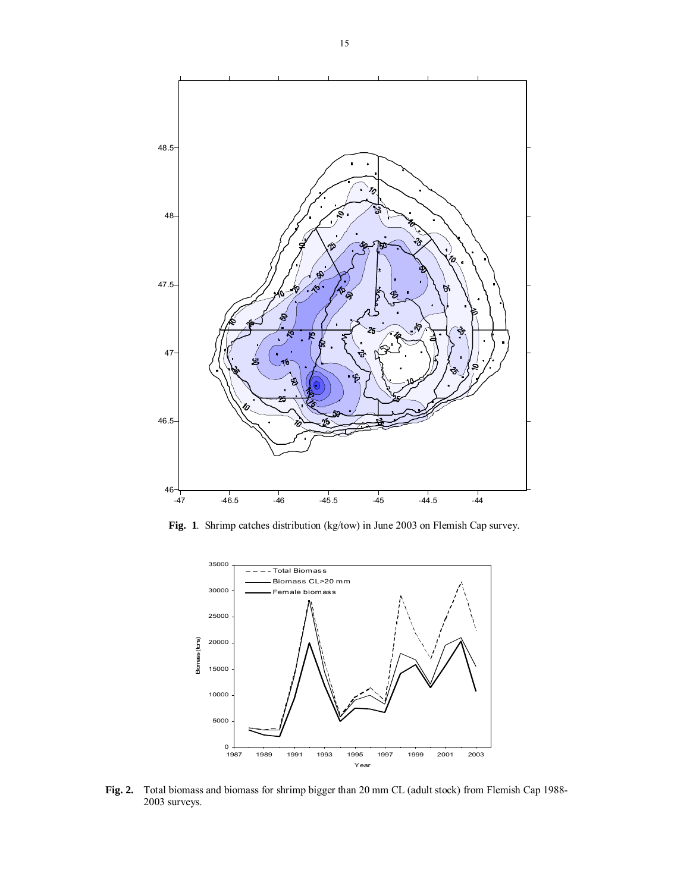**Fig. 1**. Shrimp catches distribution (kg/tow) in June 2003 on Flemish Cap survey.

**Fig. 2.** Total biomass and biomass for shrimp bigger than 20 mm CL (adult stock) from Flemish Cap 1988-2003 surveys.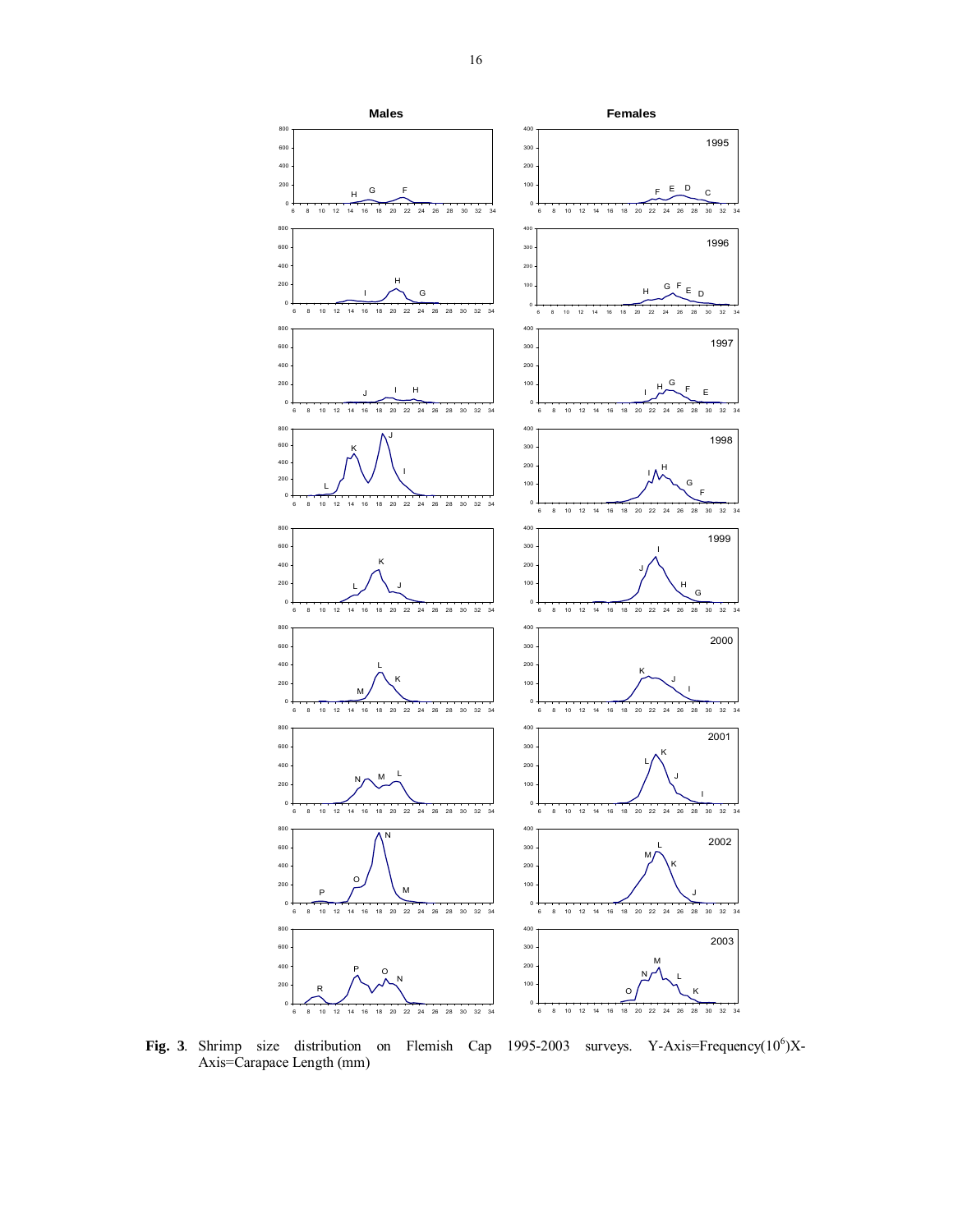**Fig. 3**. Shrimp size distribution on Flemish Cap 1995-2003 surveys. Y-Axis=Frequency($10^6$)X-Axis=Carapace Length (mm)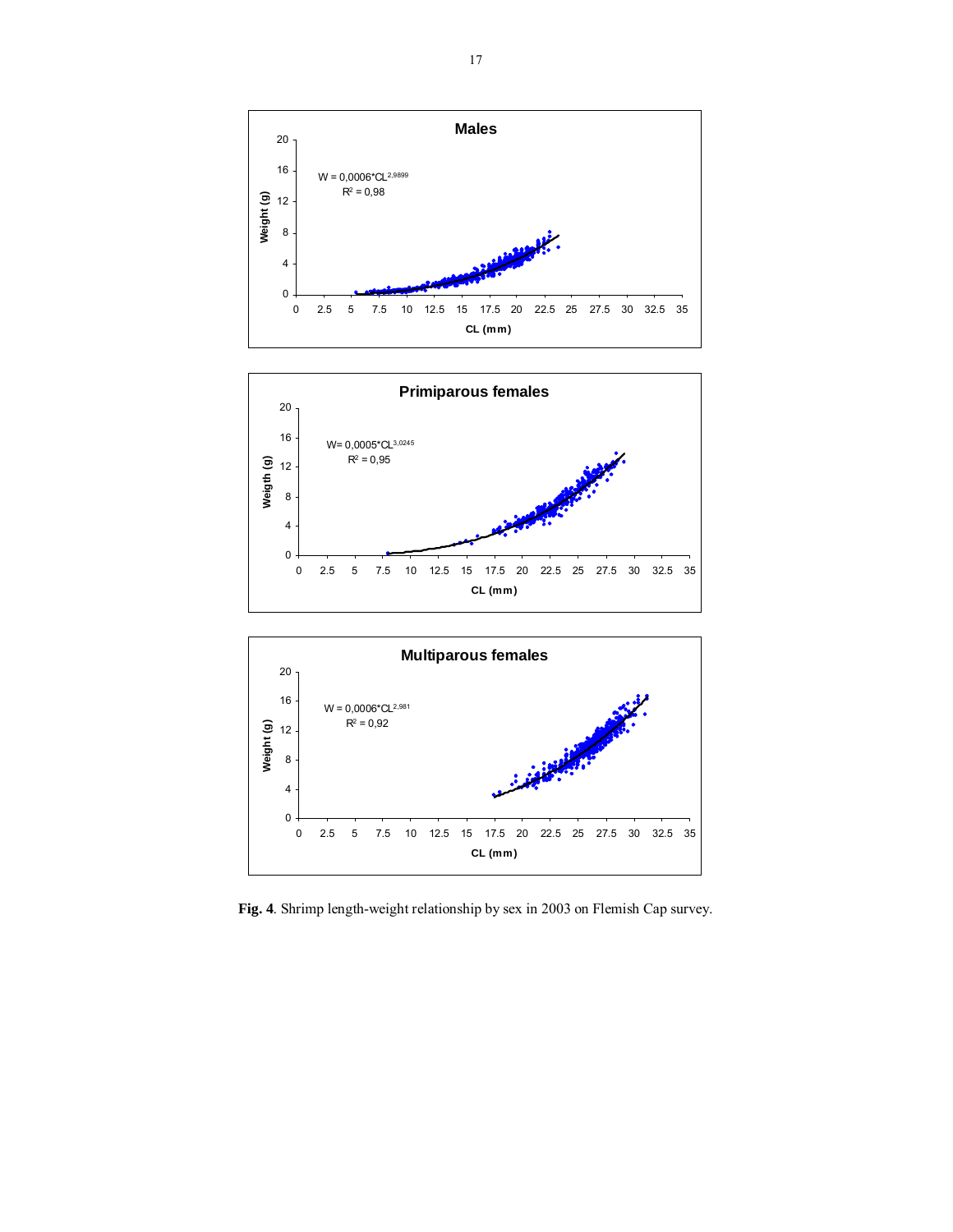**Males**

$W = 0{,}0006 \cdot CL^{2{,}9899}$

$R^2 = 0{,}98$

**Primiparous females**

$W = 0{,}0005 \cdot CL^{3{,}0245}$

$R^2 = 0{,}95$

**Multiparous females**

$W = 0{,}0006 \cdot CL^{2{,}981}$

$R^2 = 0{,}92$

**Fig. 4**. Shrimp length-weight relationship by sex in 2003 on Flemish Cap survey.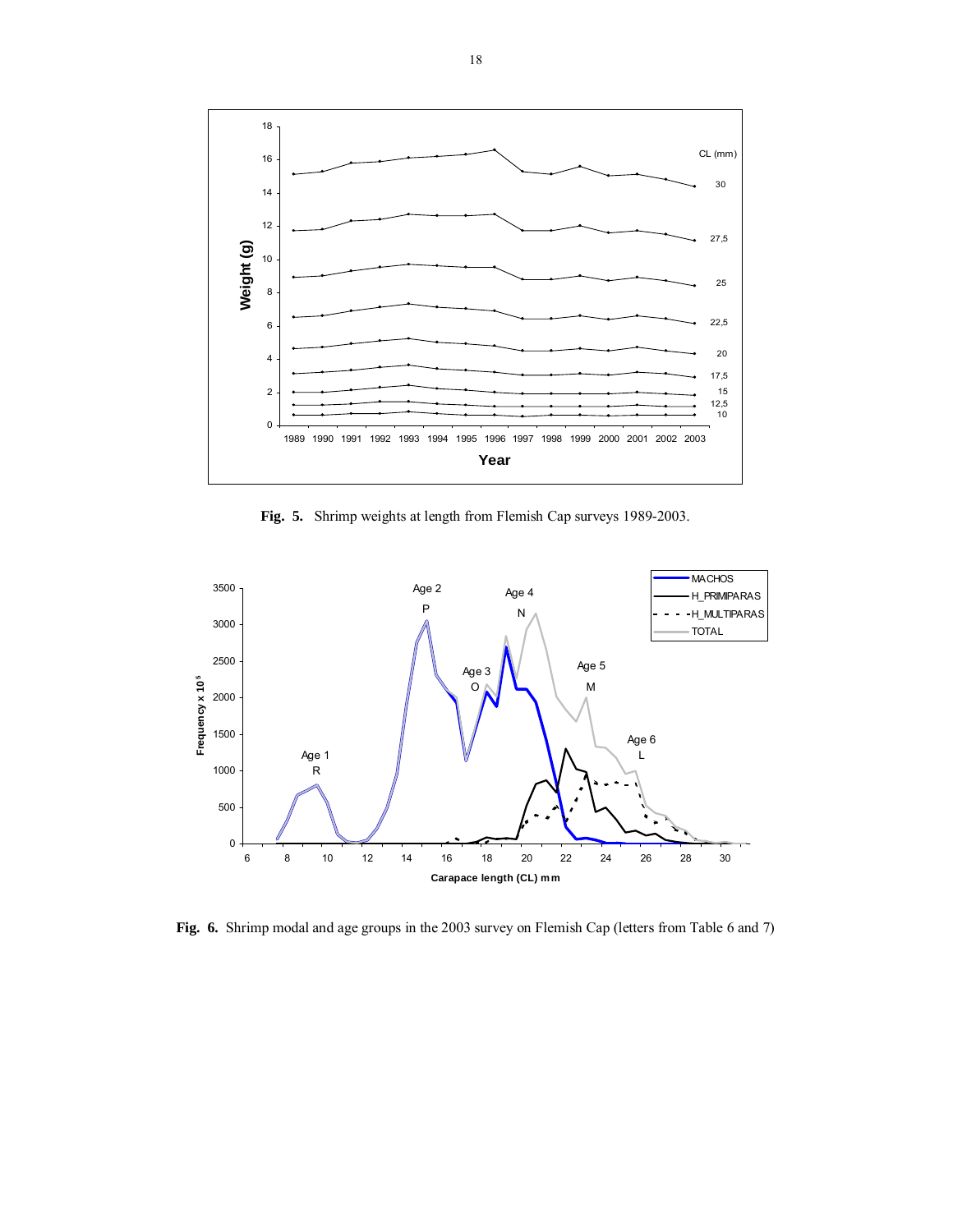Weight (g)

18
16
14
12
10
8
6
4
2
0

CL (mm)

30
27,5
25
22,5
20
17,5
15
12,5
10

1989 1990 1991 1992 1993 1994 1995 1996 1997 1998 1999 2000 2001 2002 2003

Year

**Fig. 5.** Shrimp weights at length from Flemish Cap surveys 1989-2003.

Frequency x 10 $^5$

3500
3000
2500
2000
1500
1000
500
0

Age 1
R

Age 2
P

Age 3
O

Age 4
N

Age 5
M

Age 6
L

MACHOS
H_PRIMIPARAS
H_MULTIPARAS
TOTAL

6 8 10 12 14 16 18 20 22 24 26 28 30

Carapace length (CL) mm

**Fig. 6.** Shrimp modal and age groups in the 2003 survey on Flemish Cap (letters from Table 6 and 7)